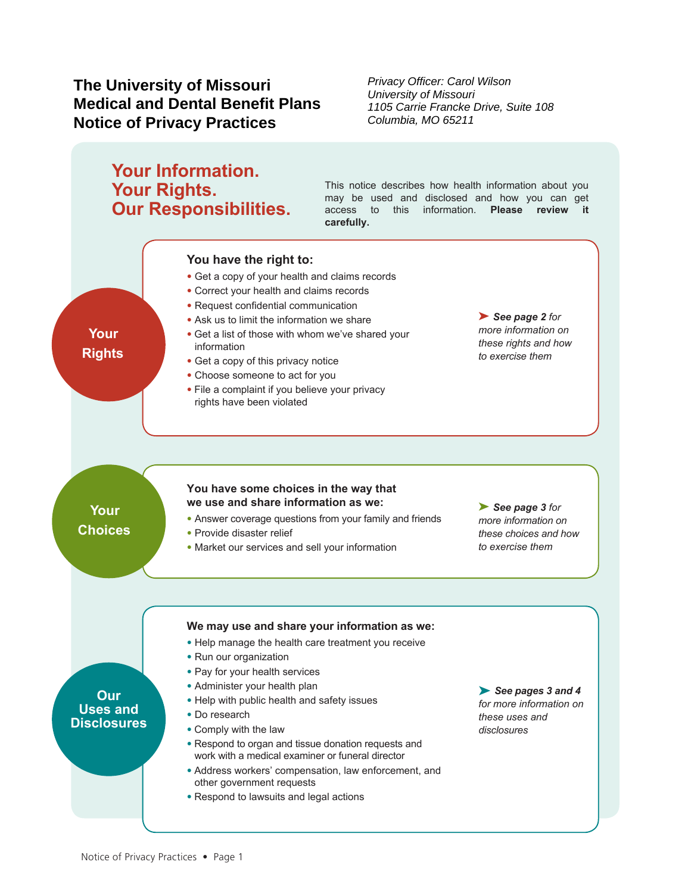# The University of Missouri Medical and Dental Benefit Plans Notice of Privacy Practices

*Privacy Officer: Carol Wilson*
*University of Missouri*
*1105 Carrie Francke Drive, Suite 108*
*Columbia, MO 65211*

## Your Information. Your Rights. Our Responsibilities.

This notice describes how health information about you may be used and disclosed and how you can get access to this information. **Please review it carefully.**

### Your Rights

**You have the right to:**

- Get a copy of your health and claims records
- Correct your health and claims records
- Request confidential communication
- Ask us to limit the information we share
- Get a list of those with whom we've shared your information
- Get a copy of this privacy notice
- Choose someone to act for you
- File a complaint if you believe your privacy rights have been violated

➤ ***See page 2** for more information on these rights and how to exercise them*

### Your Choices

**You have some choices in the way that we use and share information as we:**

- Answer coverage questions from your family and friends
- Provide disaster relief
- Market our services and sell your information

➤ ***See page 3** for more information on these choices and how to exercise them*

### Our Uses and Disclosures

**We may use and share your information as we:**

- Help manage the health care treatment you receive
- Run our organization
- Pay for your health services
- Administer your health plan
- Help with public health and safety issues
- Do research
- Comply with the law
- Respond to organ and tissue donation requests and work with a medical examiner or funeral director
- Address workers' compensation, law enforcement, and other government requests
- Respond to lawsuits and legal actions

➤ ***See pages 3 and 4** for more information on these uses and disclosures*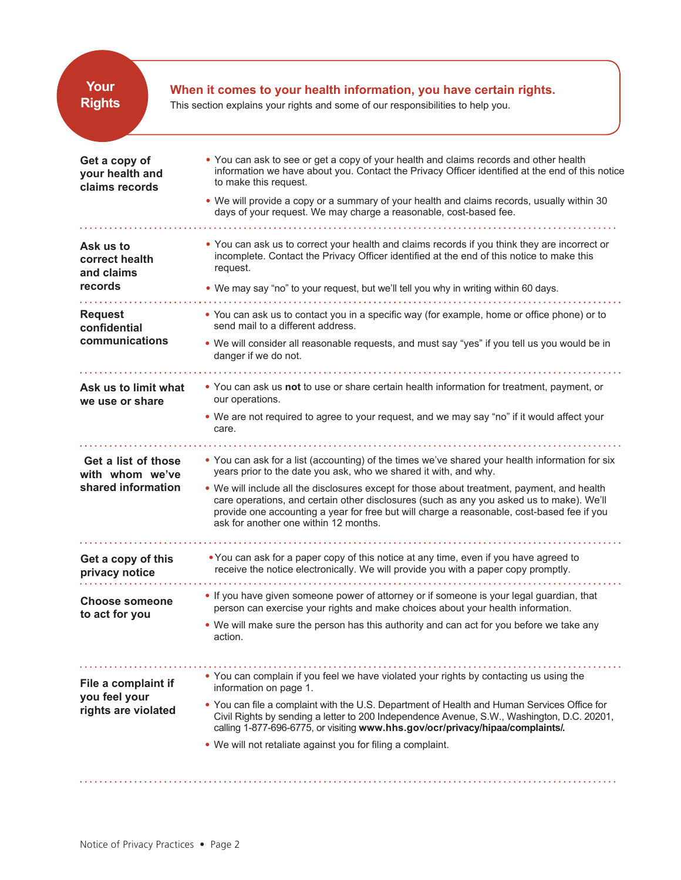# Your Rights

**When it comes to your health information, you have certain rights.**

This section explains your rights and some of our responsibilities to help you.

### Get a copy of your health and claims records

- You can ask to see or get a copy of your health and claims records and other health information we have about you. Contact the Privacy Officer identified at the end of this notice to make this request.
- We will provide a copy or a summary of your health and claims records, usually within 30 days of your request. We may charge a reasonable, cost-based fee.

### Ask us to correct health and claims records

- You can ask us to correct your health and claims records if you think they are incorrect or incomplete. Contact the Privacy Officer identified at the end of this notice to make this request.
- We may say "no" to your request, but we'll tell you why in writing within 60 days.

### Request confidential communications

- You can ask us to contact you in a specific way (for example, home or office phone) or to send mail to a different address.
- We will consider all reasonable requests, and must say "yes" if you tell us you would be in danger if we do not.

### Ask us to limit what we use or share

- You can ask us **not** to use or share certain health information for treatment, payment, or our operations.
- We are not required to agree to your request, and we may say "no" if it would affect your care.

### Get a list of those with whom we've shared information

- You can ask for a list (accounting) of the times we've shared your health information for six years prior to the date you ask, who we shared it with, and why.
- We will include all the disclosures except for those about treatment, payment, and health care operations, and certain other disclosures (such as any you asked us to make). We'll provide one accounting a year for free but will charge a reasonable, cost-based fee if you ask for another one within 12 months.

### Get a copy of this privacy notice

- You can ask for a paper copy of this notice at any time, even if you have agreed to receive the notice electronically. We will provide you with a paper copy promptly.

### Choose someone to act for you

- If you have given someone power of attorney or if someone is your legal guardian, that person can exercise your rights and make choices about your health information.
- We will make sure the person has this authority and can act for you before we take any action.

### File a complaint if you feel your rights are violated

- You can complain if you feel we have violated your rights by contacting us using the information on page 1.
- You can file a complaint with the U.S. Department of Health and Human Services Office for Civil Rights by sending a letter to 200 Independence Avenue, S.W., Washington, D.C. 20201, calling 1-877-696-6775, or visiting **www.hhs.gov/ocr/privacy/hipaa/complaints/.**
- We will not retaliate against you for filing a complaint.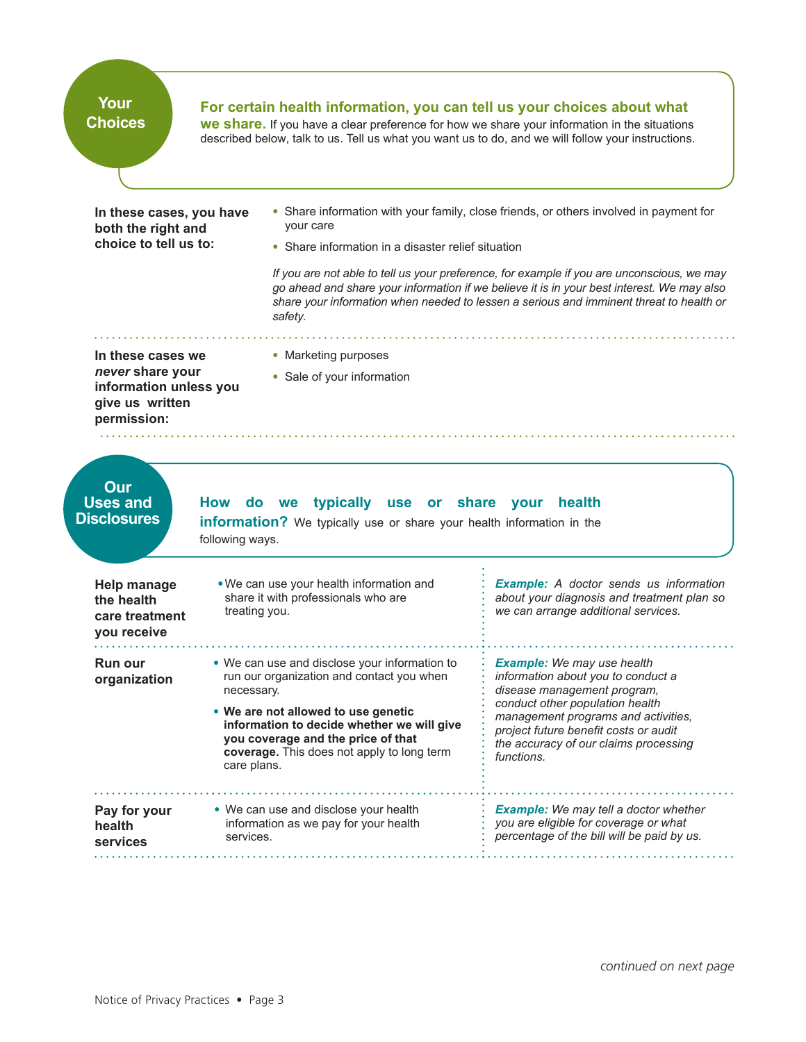## Your Choices

**For certain health information, you can tell us your choices about what we share.** If you have a clear preference for how we share your information in the situations described below, talk to us. Tell us what you want us to do, and we will follow your instructions.

**In these cases, you have both the right and choice to tell us to:**

- Share information with your family, close friends, or others involved in payment for your care
- Share information in a disaster relief situation

*If you are not able to tell us your preference, for example if you are unconscious, we may go ahead and share your information if we believe it is in your best interest. We may also share your information when needed to lessen a serious and imminent threat to health or safety.*

**In these cases we *never* share your information unless you give us written permission:**

- Marketing purposes
- Sale of your information

## Our Uses and Disclosures

**How do we typically use or share your health information?** We typically use or share your health information in the following ways.

| | | |
|---|---|---|
| **Help manage the health care treatment you receive** | • We can use your health information and share it with professionals who are treating you. | ***Example:*** *A doctor sends us information about your diagnosis and treatment plan so we can arrange additional services.* |
| **Run our organization** | • We can use and disclose your information to run our organization and contact you when necessary.<br>• **We are not allowed to use genetic information to decide whether we will give you coverage and the price of that coverage.** This does not apply to long term care plans. | ***Example:*** *We may use health information about you to conduct a disease management program, conduct other population health management programs and activities, project future benefit costs or audit the accuracy of our claims processing functions.* |
| **Pay for your health services** | • We can use and disclose your health information as we pay for your health services. | ***Example:*** *We may tell a doctor whether you are eligible for coverage or what percentage of the bill will be paid by us.* |

*continued on next page*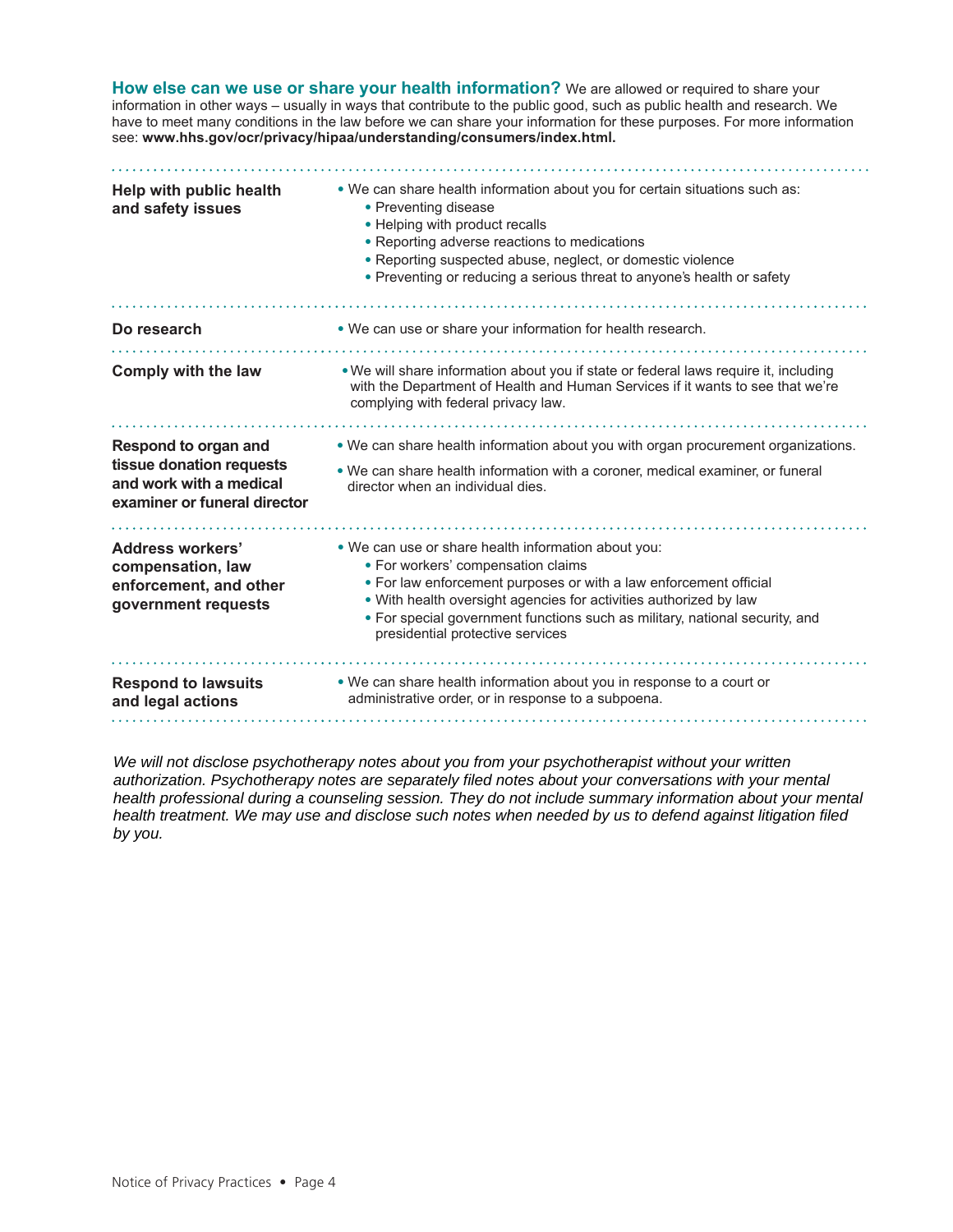**How else can we use or share your health information?** We are allowed or required to share your information in other ways – usually in ways that contribute to the public good, such as public health and research. We have to meet many conditions in the law before we can share your information for these purposes. For more information see: **www.hhs.gov/ocr/privacy/hipaa/understanding/consumers/index.html.**

| | |
|---|---|
| **Help with public health and safety issues** | • We can share health information about you for certain situations such as:<br>• Preventing disease<br>• Helping with product recalls<br>• Reporting adverse reactions to medications<br>• Reporting suspected abuse, neglect, or domestic violence<br>• Preventing or reducing a serious threat to anyone's health or safety |
| **Do research** | • We can use or share your information for health research. |
| **Comply with the law** | • We will share information about you if state or federal laws require it, including with the Department of Health and Human Services if it wants to see that we're complying with federal privacy law. |
| **Respond to organ and tissue donation requests and work with a medical examiner or funeral director** | • We can share health information about you with organ procurement organizations.<br>• We can share health information with a coroner, medical examiner, or funeral director when an individual dies. |
| **Address workers' compensation, law enforcement, and other government requests** | • We can use or share health information about you:<br>• For workers' compensation claims<br>• For law enforcement purposes or with a law enforcement official<br>• With health oversight agencies for activities authorized by law<br>• For special government functions such as military, national security, and presidential protective services |
| **Respond to lawsuits and legal actions** | • We can share health information about you in response to a court or administrative order, or in response to a subpoena. |

*We will not disclose psychotherapy notes about you from your psychotherapist without your written authorization. Psychotherapy notes are separately filed notes about your conversations with your mental health professional during a counseling session. They do not include summary information about your mental health treatment. We may use and disclose such notes when needed by us to defend against litigation filed by you.*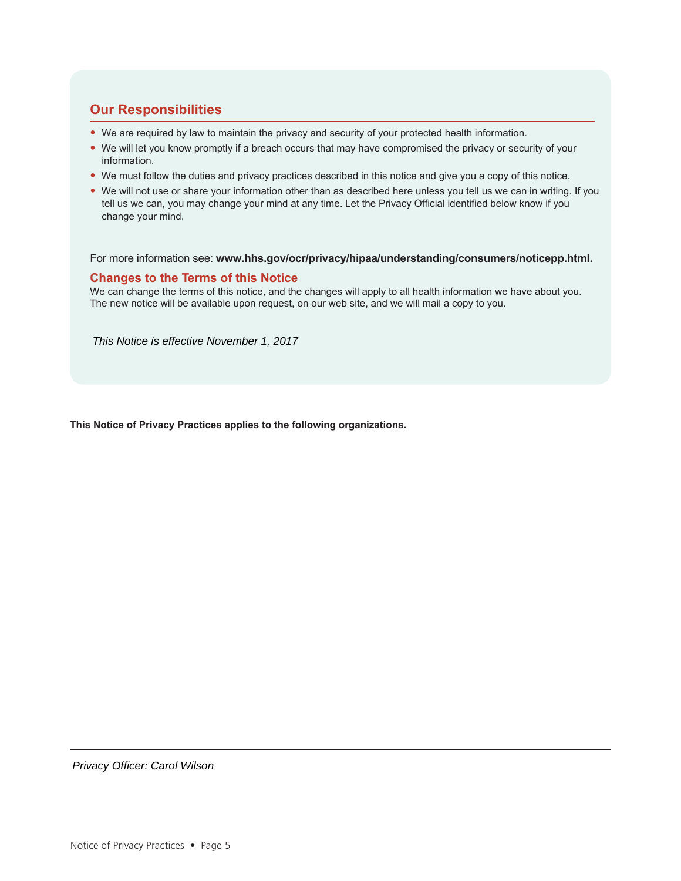## Our Responsibilities

- We are required by law to maintain the privacy and security of your protected health information.
- We will let you know promptly if a breach occurs that may have compromised the privacy or security of your information.
- We must follow the duties and privacy practices described in this notice and give you a copy of this notice.
- We will not use or share your information other than as described here unless you tell us we can in writing. If you tell us we can, you may change your mind at any time. Let the Privacy Official identified below know if you change your mind.

For more information see: **www.hhs.gov/ocr/privacy/hipaa/understanding/consumers/noticepp.html.**

## Changes to the Terms of this Notice

We can change the terms of this notice, and the changes will apply to all health information we have about you. The new notice will be available upon request, on our web site, and we will mail a copy to you.

*This Notice is effective November 1, 2017*

**This Notice of Privacy Practices applies to the following organizations.**

---

*Privacy Officer: Carol Wilson*